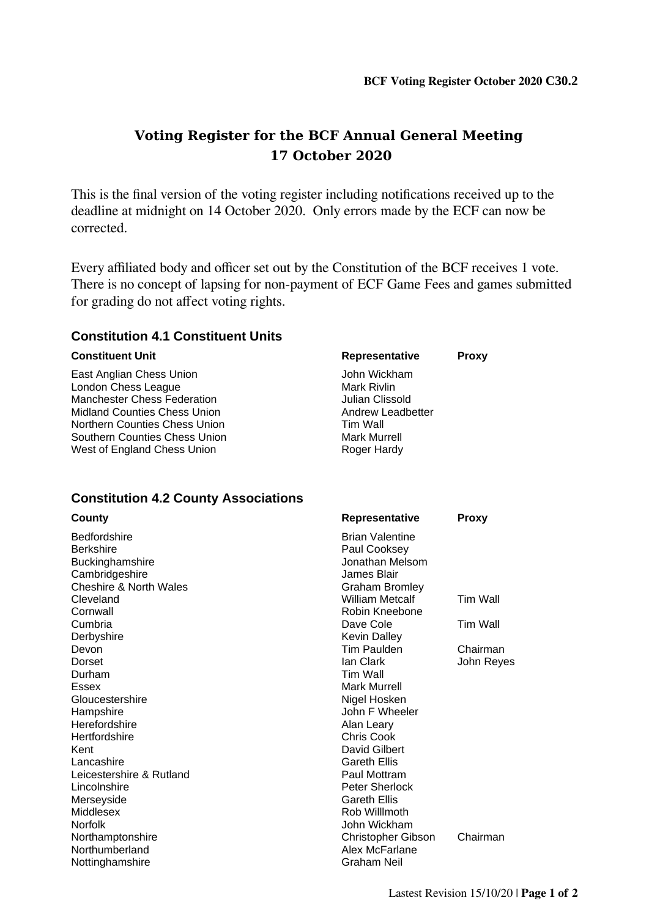# Voting Register for the BCF Annual General Meeting 17 October 2020

This is the final version of the voting register including notifications received up to the deadline at midnight on 14 October 2020. Only errors made by the ECF can now be corrected.

Every affiliated body and officer set out by the Constitution of the BCF receives 1 vote. There is no concept of lapsing for non-payment of ECF Game Fees and games submitted for grading do not affect voting rights.

## Constitution 4.1 Constituent Units

| Constituent Unit | Representative | Proxy |
|---|---|---|
| East Anglian Chess Union | John Wickham | |
| London Chess League | Mark Rivlin | |
| Manchester Chess Federation | Julian Clissold | |
| Midland Counties Chess Union | Andrew Leadbetter | |
| Northern Counties Chess Union | Tim Wall | |
| Southern Counties Chess Union | Mark Murrell | |
| West of England Chess Union | Roger Hardy | |

## Constitution 4.2 County Associations

| County | Representative | Proxy |
|---|---|---|
| Bedfordshire | Brian Valentine | |
| Berkshire | Paul Cooksey | |
| Buckinghamshire | Jonathan Melsom | |
| Cambridgeshire | James Blair | |
| Cheshire & North Wales | Graham Bromley | |
| Cleveland | William Metcalf | Tim Wall |
| Cornwall | Robin Kneebone | |
| Cumbria | Dave Cole | Tim Wall |
| Derbyshire | Kevin Dalley | |
| Devon | Tim Paulden | Chairman |
| Dorset | Ian Clark | John Reyes |
| Durham | Tim Wall | |
| Essex | Mark Murrell | |
| Gloucestershire | Nigel Hosken | |
| Hampshire | John F Wheeler | |
| Herefordshire | Alan Leary | |
| Hertfordshire | Chris Cook | |
| Kent | David Gilbert | |
| Lancashire | Gareth Ellis | |
| Leicestershire & Rutland | Paul Mottram | |
| Lincolnshire | Peter Sherlock | |
| Merseyside | Gareth Ellis | |
| Middlesex | Rob Willlmoth | |
| Norfolk | John Wickham | |
| Northamptonshire | Christopher Gibson | Chairman |
| Northumberland | Alex McFarlane | |
| Nottinghamshire | Graham Neil | |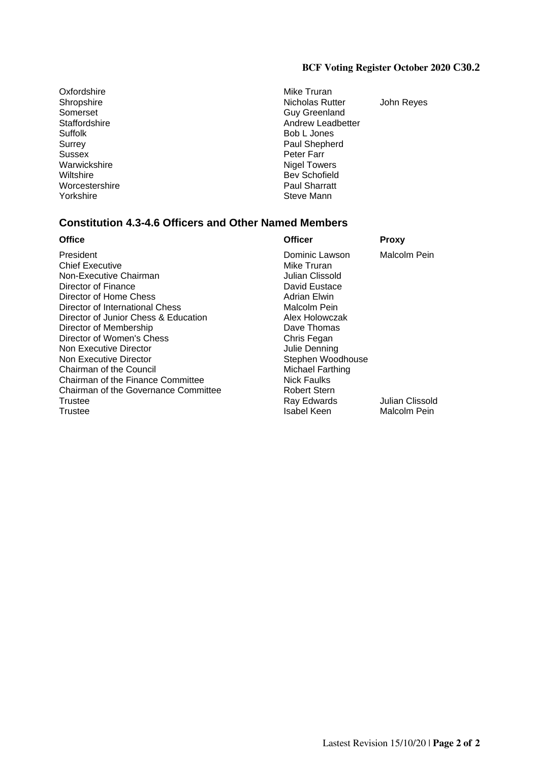| | | |
|---|---|---|
| Oxfordshire | Mike Truran | |
| Shropshire | Nicholas Rutter | John Reyes |
| Somerset | Guy Greenland | |
| Staffordshire | Andrew Leadbetter | |
| Suffolk | Bob L Jones | |
| Surrey | Paul Shepherd | |
| Sussex | Peter Farr | |
| Warwickshire | Nigel Towers | |
| Wiltshire | Bev Schofield | |
| Worcestershire | Paul Sharratt | |
| Yorkshire | Steve Mann | |

## Constitution 4.3-4.6 Officers and Other Named Members

| Office | Officer | Proxy |
|---|---|---|
| President | Dominic Lawson | Malcolm Pein |
| Chief Executive | Mike Truran | |
| Non-Executive Chairman | Julian Clissold | |
| Director of Finance | David Eustace | |
| Director of Home Chess | Adrian Elwin | |
| Director of International Chess | Malcolm Pein | |
| Director of Junior Chess & Education | Alex Holowczak | |
| Director of Membership | Dave Thomas | |
| Director of Women's Chess | Chris Fegan | |
| Non Executive Director | Julie Denning | |
| Non Executive Director | Stephen Woodhouse | |
| Chairman of the Council | Michael Farthing | |
| Chairman of the Finance Committee | Nick Faulks | |
| Chairman of the Governance Committee | Robert Stern | |
| Trustee | Ray Edwards | Julian Clissold |
| Trustee | Isabel Keen | Malcolm Pein |